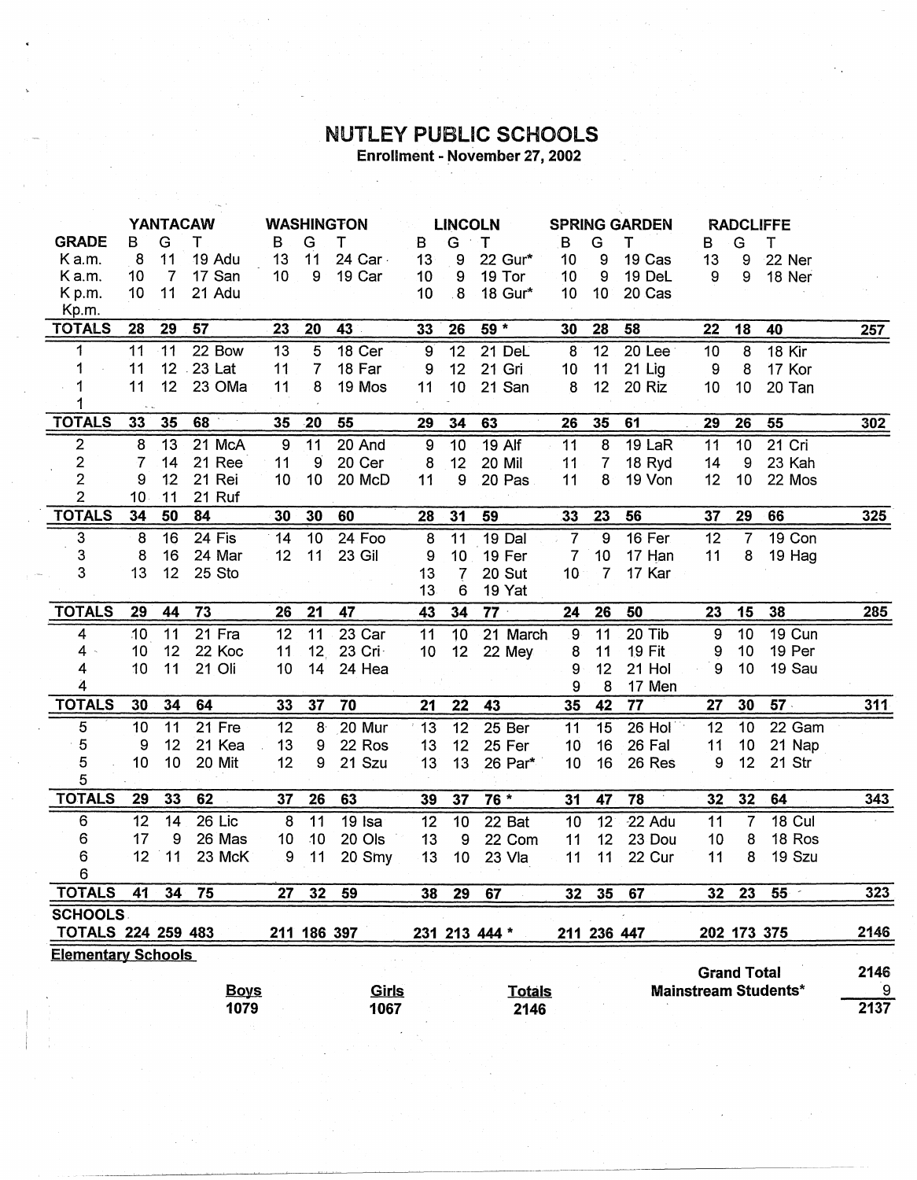# NUTLEY PUBLIC SCHOOLS

**Enrollment - November 27, 2002**

| | YANTACAW | | | WASHINGTON | | | LINCOLN | | | SPRING GARDEN | | | RADCLIFFE | | | |
|---|---|---|---|---|---|---|---|---|---|---|---|---|---|---|---|---|
| **GRADE** | B | G | T | B | G | T | B | G | T | B | G | T | B | G | T | |
| K a.m. | 8 | 11 | 19 Adu | 13 | 11 | 24 Car | 13 | 9 | 22 Gur* | 10 | 9 | 19 Cas | 13 | 9 | 22 Ner | |
| K a.m. | 10 | 7 | 17 San | 10 | 9 | 19 Car | 10 | 9 | 19 Tor | 10 | 9 | 19 DeL | 9 | 9 | 18 Ner | |
| K p.m. | 10 | 11 | 21 Adu | | | | 10 | 8 | 18 Gur* | 10 | 10 | 20 Cas | | | | |
| Kp.m. | | | | | | | | | | | | | | | | |
| **TOTALS** | **28** | **29** | **57** | **23** | **20** | **43** | **33** | **26** | **59 *** | **30** | **28** | **58** | **22** | **18** | **40** | **257** |
| 1 | 11 | 11 | 22 Bow | 13 | 5 | 18 Cer | 9 | 12 | 21 DeL | 8 | 12 | 20 Lee | 10 | 8 | 18 Kir | |
| 1 | 11 | 12 | 23 Lat | 11 | 7 | 18 Far | 9 | 12 | 21 Gri | 10 | 11 | 21 Lig | 9 | 8 | 17 Kor | |
| 1 | 11 | 12 | 23 OMa | 11 | 8 | 19 Mos | 11 | 10 | 21 San | 8 | 12 | 20 Riz | 10 | 10 | 20 Tan | |
| 1 | | | | | | | | | | | | | | | | |
| **TOTALS** | **33** | **35** | **68** | **35** | **20** | **55** | **29** | **34** | **63** | **26** | **35** | **61** | **29** | **26** | **55** | **302** |
| 2 | 8 | 13 | 21 McA | 9 | 11 | 20 And | 9 | 10 | 19 Alf | 11 | 8 | 19 LaR | 11 | 10 | 21 Cri | |
| 2 | 7 | 14 | 21 Ree | 11 | 9 | 20 Cer | 8 | 12 | 20 Mil | 11 | 7 | 18 Ryd | 14 | 9 | 23 Kah | |
| 2 | 9 | 12 | 21 Rei | 10 | 10 | 20 McD | 11 | 9 | 20 Pas | 11 | 8 | 19 Von | 12 | 10 | 22 Mos | |
| 2 | 10 | 11 | 21 Ruf | | | | | | | | | | | | | |
| **TOTALS** | **34** | **50** | **84** | **30** | **30** | **60** | **28** | **31** | **59** | **33** | **23** | **56** | **37** | **29** | **66** | **325** |
| 3 | 8 | 16 | 24 Fis | 14 | 10 | 24 Foo | 8 | 11 | 19 Dal | 7 | 9 | 16 Fer | 12 | 7 | 19 Con | |
| 3 | 8 | 16 | 24 Mar | 12 | 11 | 23 Gil | 9 | 10 | 19 Fer | 7 | 10 | 17 Han | 11 | 8 | 19 Hag | |
| 3 | 13 | 12 | 25 Sto | | | | 13 | 7 | 20 Sut | 10 | 7 | 17 Kar | | | | |
| | | | | | | | 13 | 6 | 19 Yat | | | | | | | |
| **TOTALS** | **29** | **44** | **73** | **26** | **21** | **47** | **43** | **34** | **77** | **24** | **26** | **50** | **23** | **15** | **38** | **285** |
| 4 | 10 | 11 | 21 Fra | 12 | 11 | 23 Car | 11 | 10 | 21 March | 9 | 11 | 20 Tib | 9 | 10 | 19 Cun | |
| 4 | 10 | 12 | 22 Koc | 11 | 12 | 23 Cri | 10 | 12 | 22 Mey | 8 | 11 | 19 Fit | 9 | 10 | 19 Per | |
| 4 | 10 | 11 | 21 Oli | 10 | 14 | 24 Hea | | | | 9 | 12 | 21 Hol | 9 | 10 | 19 Sau | |
| 4 | | | | | | | | | | 9 | 8 | 17 Men | | | | |
| **TOTALS** | **30** | **34** | **64** | **33** | **37** | **70** | **21** | **22** | **43** | **35** | **42** | **77** | **27** | **30** | **57** | **311** |
| 5 | 10 | 11 | 21 Fre | 12 | 8 | 20 Mur | 13 | 12 | 25 Ber | 11 | 15 | 26 Hol | 12 | 10 | 22 Gam | |
| 5 | 9 | 12 | 21 Kea | 13 | 9 | 22 Ros | 13 | 12 | 25 Fer | 10 | 16 | 26 Fal | 11 | 10 | 21 Nap | |
| 5 | 10 | 10 | 20 Mit | 12 | 9 | 21 Szu | 13 | 13 | 26 Par* | 10 | 16 | 26 Res | 9 | 12 | 21 Str | |
| 5 | | | | | | | | | | | | | | | | |
| **TOTALS** | **29** | **33** | **62** | **37** | **26** | **63** | **39** | **37** | **76 *** | **31** | **47** | **78** | **32** | **32** | **64** | **343** |
| 6 | 12 | 14 | 26 Lic | 8 | 11 | 19 Isa | 12 | 10 | 22 Bat | 10 | 12 | 22 Adu | 11 | 7 | 18 Cul | |
| 6 | 17 | 9 | 26 Mas | 10 | 10 | 20 Ols | 13 | 9 | 22 Com | 11 | 12 | 23 Dou | 10 | 8 | 18 Ros | |
| 6 | 12 | 11 | 23 McK | 9 | 11 | 20 Smy | 13 | 10 | 23 Vla | 11 | 11 | 22 Cur | 11 | 8 | 19 Szu | |
| 6 | | | | | | | | | | | | | | | | |
| **TOTALS** | **41** | **34** | **75** | **27** | **32** | **59** | **38** | **29** | **67** | **32** | **35** | **67** | **32** | **23** | **55** | **323** |
| **SCHOOLS TOTALS** | **224** | **259** | **483** | **211** | **186** | **397** | **231** | **213** | **444 *** | **211** | **236** | **447** | **202** | **173** | **375** | **2146** |

**Elementary Schools**

| Boys | Girls | Totals |
|---|---|---|
| 1079 | 1067 | 2146 |

| | |
|---|---|
| **Grand Total** | **2146** |
| **Mainstream Students*** | **9** |
| | **2137** |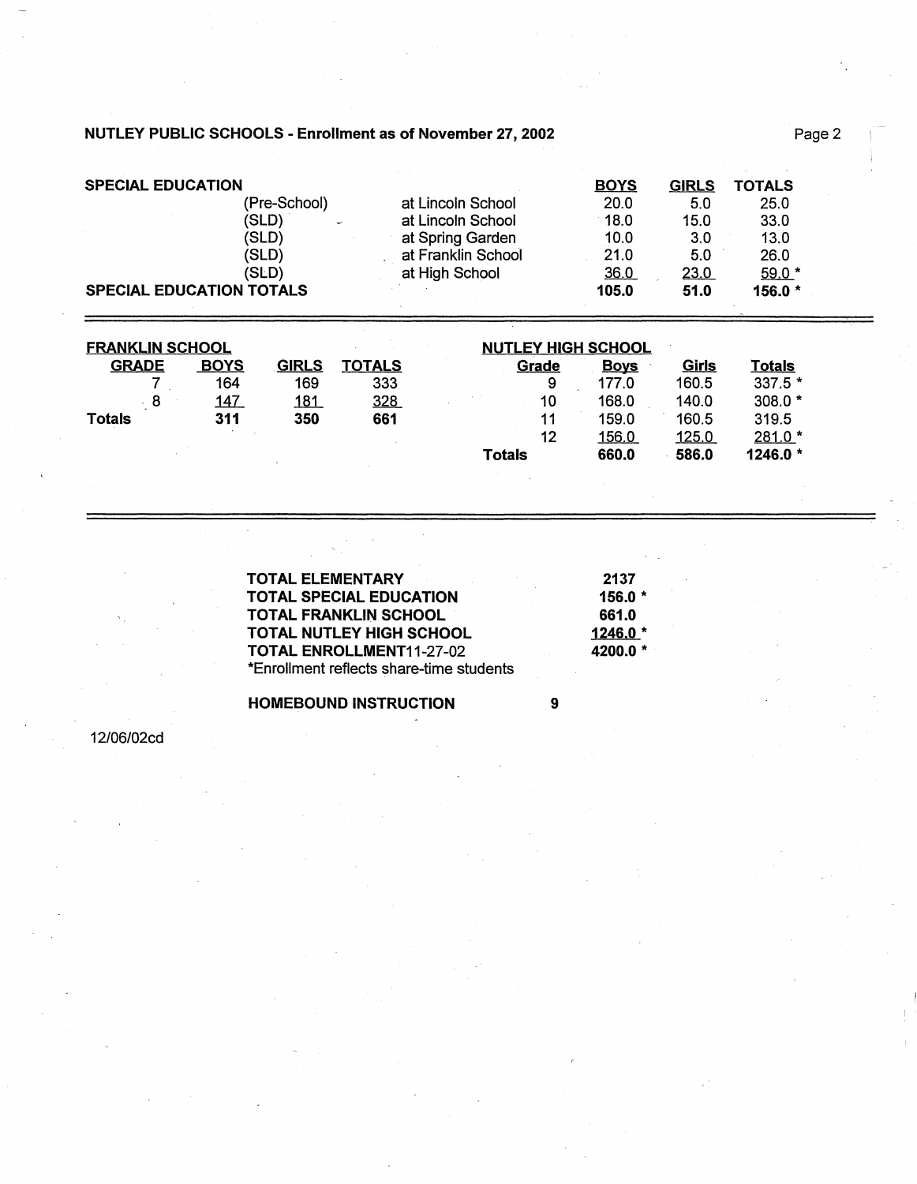## NUTLEY PUBLIC SCHOOLS - Enrollment as of November 27, 2002

| SPECIAL EDUCATION | | | BOYS | GIRLS | TOTALS |
|---|---|---|---|---|---|
| | (Pre-School) | at Lincoln School | 20.0 | 5.0 | 25.0 |
| | (SLD) | at Lincoln School | 18.0 | 15.0 | 33.0 |
| | (SLD) | at Spring Garden | 10.0 | 3.0 | 13.0 |
| | (SLD) | at Franklin School | 21.0 | 5.0 | 26.0 |
| | (SLD) | at High School | 36.0 | 23.0 | 59.0 * |
| **SPECIAL EDUCATION TOTALS** | | | **105.0** | **51.0** | **156.0 *** |

**FRANKLIN SCHOOL**

| GRADE | BOYS | GIRLS | TOTALS |
|---|---|---|---|
| 7 | 164 | 169 | 333 |
| 8 | 147 | 181 | 328 |
| **Totals** | **311** | **350** | **661** |

**NUTLEY HIGH SCHOOL**

| Grade | Boys | Girls | Totals |
|---|---|---|---|
| 9 | 177.0 | 160.5 | 337.5 * |
| 10 | 168.0 | 140.0 | 308.0 * |
| 11 | 159.0 | 160.5 | 319.5 |
| 12 | 156.0 | 125.0 | 281.0 * |
| **Totals** | **660.0** | **586.0** | **1246.0 *** |

| | |
|---|---|
| **TOTAL ELEMENTARY** | **2137** |
| **TOTAL SPECIAL EDUCATION** | **156.0 *** |
| **TOTAL FRANKLIN SCHOOL** | **661.0** |
| **TOTAL NUTLEY HIGH SCHOOL** | **1246.0 *** |
| **TOTAL ENROLLMENT11-27-02** | **4200.0 *** |

*Enrollment reflects share-time students

**HOMEBOUND INSTRUCTION** **9**

12/06/02cd